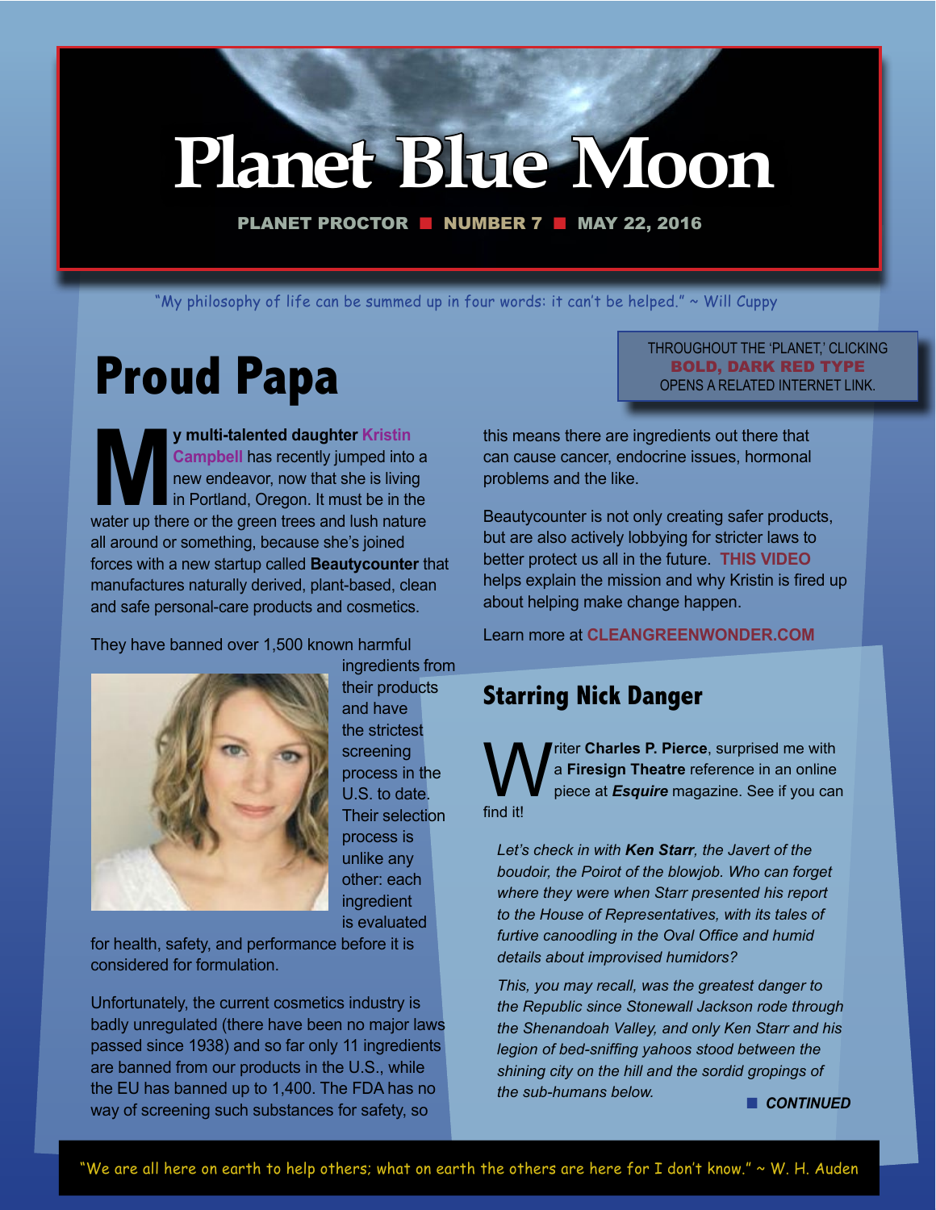# Planet Blue Moon

**PLANET PROCTOR ■ NUMBER 7 ■ MAY 22, 2016**

"My philosophy of life can be summed up in four words: it can't be helped." ~ Will Cuppy

THROUGHOUT THE 'PLANET,' CLICKING **BOLD, DARK RED TYPE** OPENS A RELATED INTERNET LINK.

## Proud Papa

**My multi-talented daughter Kristin Campbell** has recently jumped into a new endeavor, now that she is living in Portland, Oregon. It must be in the water up there or the green trees and lush nature all around or something, because she's joined forces with a new startup called **Beautycounter** that manufactures naturally derived, plant-based, clean and safe personal-care products and cosmetics.

They have banned over 1,500 known harmful ingredients from their products and have the strictest screening process in the U.S. to date. Their selection process is unlike any other: each ingredient is evaluated for health, safety, and performance before it is considered for formulation.

Unfortunately, the current cosmetics industry is badly unregulated (there have been no major laws passed since 1938) and so far only 11 ingredients are banned from our products in the U.S., while the EU has banned up to 1,400. The FDA has no way of screening such substances for safety, so this means there are ingredients out there that can cause cancer, endocrine issues, hormonal problems and the like.

Beautycounter is not only creating safer products, but are also actively lobbying for stricter laws to better protect us all in the future. **THIS VIDEO** helps explain the mission and why Kristin is fired up about helping make change happen.

Learn more at **CLEANGREENWONDER.COM**

## Starring Nick Danger

Writer **Charles P. Pierce**, surprised me with a **Firesign Theatre** reference in an online piece at ***Esquire*** magazine. See if you can find it!

> *Let's check in with **Ken Starr**, the Javert of the boudoir, the Poirot of the blowjob. Who can forget where they were when Starr presented his report to the House of Representatives, with its tales of furtive canoodling in the Oval Office and humid details about improvised humidors?*
>
> *This, you may recall, was the greatest danger to the Republic since Stonewall Jackson rode through the Shenandoah Valley, and only Ken Starr and his legion of bed-sniffing yahoos stood between the shining city on the hill and the sordid gropings of the sub-humans below.*

■ ***CONTINUED***

"We are all here on earth to help others; what on earth the others are here for I don't know." ~ W. H. Auden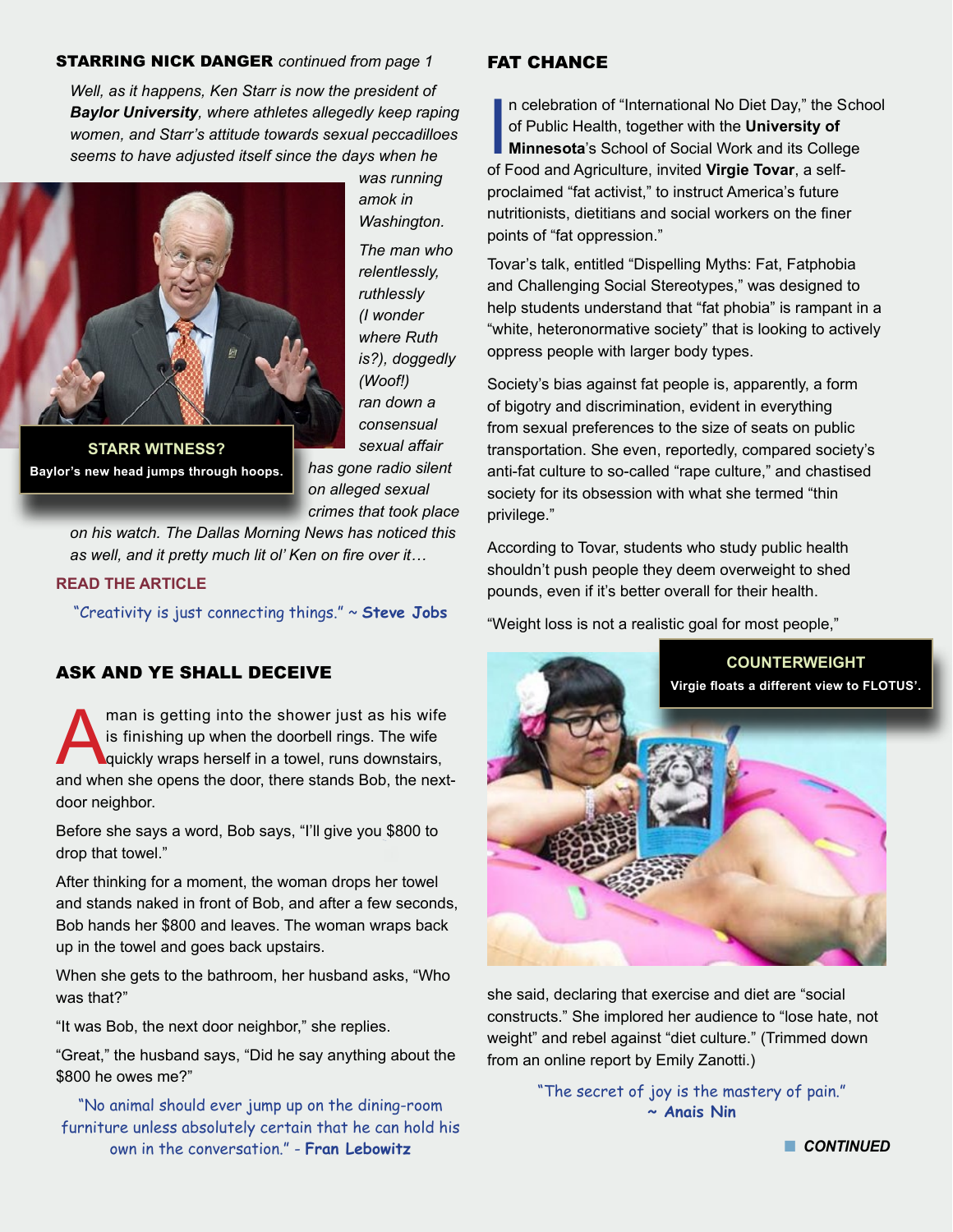## STARRING NICK DANGER *continued from page 1*

*Well, as it happens, Ken Starr is now the president of **Baylor University**, where athletes allegedly keep raping women, and Starr's attitude towards sexual peccadilloes seems to have adjusted itself since the days when he was running amok in Washington.*

*The man who relentlessly, ruthlessly (I wonder where Ruth is?), doggedly (Woof!) ran down a consensual sexual affair has gone radio silent on alleged sexual crimes that took place on his watch. The Dallas Morning News has noticed this as well, and it pretty much lit ol' Ken on fire over it…*

**STARR WITNESS?**

**Baylor's new head jumps through hoops.**

**READ THE ARTICLE**

"Creativity is just connecting things." ~ **Steve Jobs**

## ASK AND YE SHALL DECEIVE

A man is getting into the shower just as his wife is finishing up when the doorbell rings. The wife quickly wraps herself in a towel, runs downstairs, and when she opens the door, there stands Bob, the next-door neighbor.

Before she says a word, Bob says, "I'll give you $800 to drop that towel."

After thinking for a moment, the woman drops her towel and stands naked in front of Bob, and after a few seconds, Bob hands her $800 and leaves. The woman wraps back up in the towel and goes back upstairs.

When she gets to the bathroom, her husband asks, "Who was that?"

"It was Bob, the next door neighbor," she replies.

"Great," the husband says, "Did he say anything about the $800 he owes me?"

"No animal should ever jump up on the dining-room furniture unless absolutely certain that he can hold his own in the conversation." - **Fran Lebowitz**

## FAT CHANCE

In celebration of "International No Diet Day," the School of Public Health, together with the **University of Minnesota**'s School of Social Work and its College of Food and Agriculture, invited **Virgie Tovar**, a self-proclaimed "fat activist," to instruct America's future nutritionists, dietitians and social workers on the finer points of "fat oppression."

Tovar's talk, entitled "Dispelling Myths: Fat, Fatphobia and Challenging Social Stereotypes," was designed to help students understand that "fat phobia" is rampant in a "white, heteronormative society" that is looking to actively oppress people with larger body types.

Society's bias against fat people is, apparently, a form of bigotry and discrimination, evident in everything from sexual preferences to the size of seats on public transportation. She even, reportedly, compared society's anti-fat culture to so-called "rape culture," and chastised society for its obsession with what she termed "thin privilege."

According to Tovar, students who study public health shouldn't push people they deem overweight to shed pounds, even if it's better overall for their health.

"Weight loss is not a realistic goal for most people," she said, declaring that exercise and diet are "social constructs." She implored her audience to "lose hate, not weight" and rebel against "diet culture." (Trimmed down from an online report by Emily Zanotti.)

**COUNTERWEIGHT**

**Virgie floats a different view to FLOTUS'.**

"The secret of joy is the mastery of pain."
~ **Anais Nin**

***CONTINUED***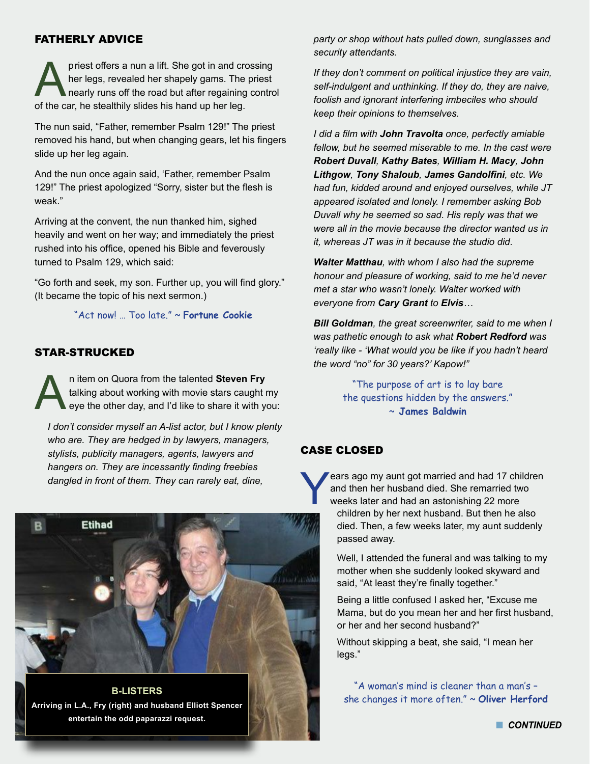## FATHERLY ADVICE

A priest offers a nun a lift. She got in and crossing her legs, revealed her shapely gams. The priest nearly runs off the road but after regaining control of the car, he stealthily slides his hand up her leg.

The nun said, "Father, remember Psalm 129!" The priest removed his hand, but when changing gears, let his fingers slide up her leg again.

And the nun once again said, 'Father, remember Psalm 129!" The priest apologized "Sorry, sister but the flesh is weak."

Arriving at the convent, the nun thanked him, sighed heavily and went on her way; and immediately the priest rushed into his office, opened his Bible and feverously turned to Psalm 129, which said:

"Go forth and seek, my son. Further up, you will find glory." (It became the topic of his next sermon.)

"Act now! … Too late." ~ **Fortune Cookie**

## STAR-STRUCKED

An item on Quora from the talented **Steven Fry** talking about working with movie stars caught my eye the other day, and I'd like to share it with you:

*I don't consider myself an A-list actor, but I know plenty who are. They are hedged in by lawyers, managers, stylists, publicity managers, agents, lawyers and hangers on. They are incessantly finding freebies dangled in front of them. They can rarely eat, dine, party or shop without hats pulled down, sunglasses and security attendants.*

*If they don't comment on political injustice they are vain, self-indulgent and unthinking. If they do, they are naive, foolish and ignorant interfering imbeciles who should keep their opinions to themselves.*

*I did a film with **John Travolta** once, perfectly amiable fellow, but he seemed miserable to me. In the cast were **Robert Duvall**, **Kathy Bates**, **William H. Macy**, **John Lithgow**, **Tony Shaloub**, **James Gandolfini**, etc. We had fun, kidded around and enjoyed ourselves, while JT appeared isolated and lonely. I remember asking Bob Duvall why he seemed so sad. His reply was that we were all in the movie because the director wanted us in it, whereas JT was in it because the studio did.*

***Walter Matthau**, with whom I also had the supreme honour and pleasure of working, said to me he'd never met a star who wasn't lonely. Walter worked with everyone from **Cary Grant** to **Elvis**…*

***Bill Goldman**, the great screenwriter, said to me when I was pathetic enough to ask what **Robert Redford** was 'really like - 'What would you be like if you hadn't heard the word "no" for 30 years?' Kapow!"*

**B-LISTERS**
Arriving in L.A., Fry (right) and husband Elliott Spencer entertain the odd paparazzi request.

"The purpose of art is to lay bare the questions hidden by the answers." ~ **James Baldwin**

## CASE CLOSED

Years ago my aunt got married and had 17 children and then her husband died. She remarried two weeks later and had an astonishing 22 more children by her next husband. But then he also died. Then, a few weeks later, my aunt suddenly passed away.

Well, I attended the funeral and was talking to my mother when she suddenly looked skyward and said, "At least they're finally together."

Being a little confused I asked her, "Excuse me Mama, but do you mean her and her first husband, or her and her second husband?"

Without skipping a beat, she said, "I mean her legs."

"A woman's mind is cleaner than a man's – she changes it more often." ~ **Oliver Herford**

***CONTINUED***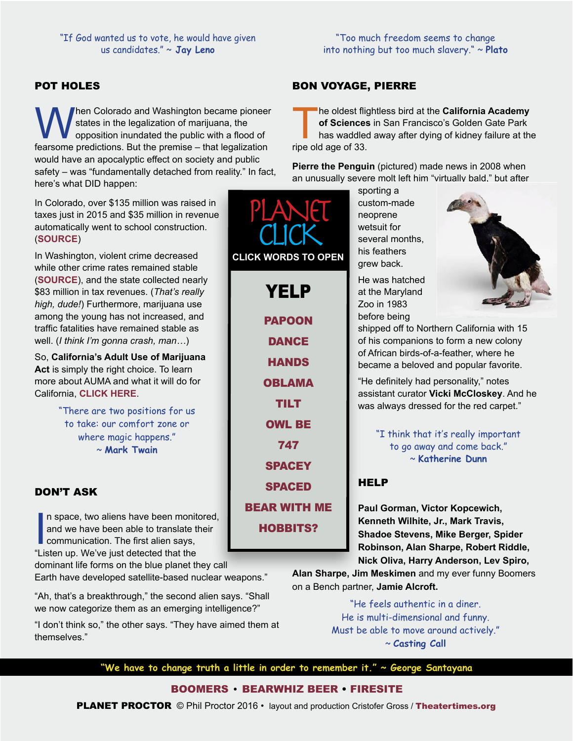"If God wanted us to vote, he would have given us candidates." ~ **Jay Leno**

"Too much freedom seems to change into nothing but too much slavery." ~ **Plato**

## POT HOLES

When Colorado and Washington became pioneer states in the legalization of marijuana, the opposition inundated the public with a flood of fearsome predictions. But the premise – that legalization would have an apocalyptic effect on society and public safety – was "fundamentally detached from reality." In fact, here's what DID happen:

In Colorado, over $135 million was raised in taxes just in 2015 and $35 million in revenue automatically went to school construction. (**SOURCE**)

In Washington, violent crime decreased while other crime rates remained stable (**SOURCE**), and the state collected nearly $83 million in tax revenues. (*That's really high, dude!*) Furthermore, marijuana use among the young has not increased, and traffic fatalities have remained stable as well. (*I think I'm gonna crash, man…*)

So, **California's Adult Use of Marijuana Act** is simply the right choice. To learn more about AUMA and what it will do for California, **CLICK HERE**.

"There are two positions for us to take: our comfort zone or where magic happens."
~ **Mark Twain**

## DON'T ASK

In space, two aliens have been monitored, and we have been able to translate their communication. The first alien says, "Listen up. We've just detected that the dominant life forms on the blue planet they call Earth have developed satellite-based nuclear weapons."

"Ah, that's a breakthrough," the second alien says. "Shall we now categorize them as an emerging intelligence?"

"I don't think so," the other says. "They have aimed them at themselves."

## PLANET CLICK

**CLICK WORDS TO OPEN**

**YELP**

**PAPOON**

**DANCE**

**HANDS**

**OBLAMA**

**TILT**

**OWL BE**

**747**

**SPACEY**

**SPACED**

**BEAR WITH ME**

**HOBBITS?**

## BON VOYAGE, PIERRE

The oldest flightless bird at the **California Academy of Sciences** in San Francisco's Golden Gate Park has waddled away after dying of kidney failure at the ripe old age of 33.

**Pierre the Penguin** (pictured) made news in 2008 when an unusually severe molt left him "virtually bald," but after sporting a custom-made neoprene wetsuit for several months, his feathers grew back.

He was hatched at the Maryland Zoo in 1983 before being shipped off to Northern California with 15 of his companions to form a new colony of African birds-of-a-feather, where he became a beloved and popular favorite.

"He definitely had personality," notes assistant curator **Vicki McCloskey**. And he was always dressed for the red carpet."

"I think that it's really important to go away and come back."
~ **Katherine Dunn**

## HELP

**Paul Gorman, Victor Kopcewich, Kenneth Wilhite, Jr., Mark Travis, Shadoe Stevens, Mike Berger, Spider Robinson, Alan Sharpe, Robert Riddle, Nick Oliva, Harry Anderson, Lev Spiro, Alan Sharpe, Jim Meskimen** and my ever funny Boomers on a Bench partner, **Jamie Alcroft.**

"He feels authentic in a diner. He is multi-dimensional and funny. Must be able to move around actively."
~ **Casting Call**

"We have to change truth a little in order to remember it." ~ George Santayana

**BOOMERS • BEARWHIZ BEER • FIRESITE**

**PLANET PROCTOR** © Phil Proctor 2016 • layout and production Cristofer Gross / **Theatertimes.org**